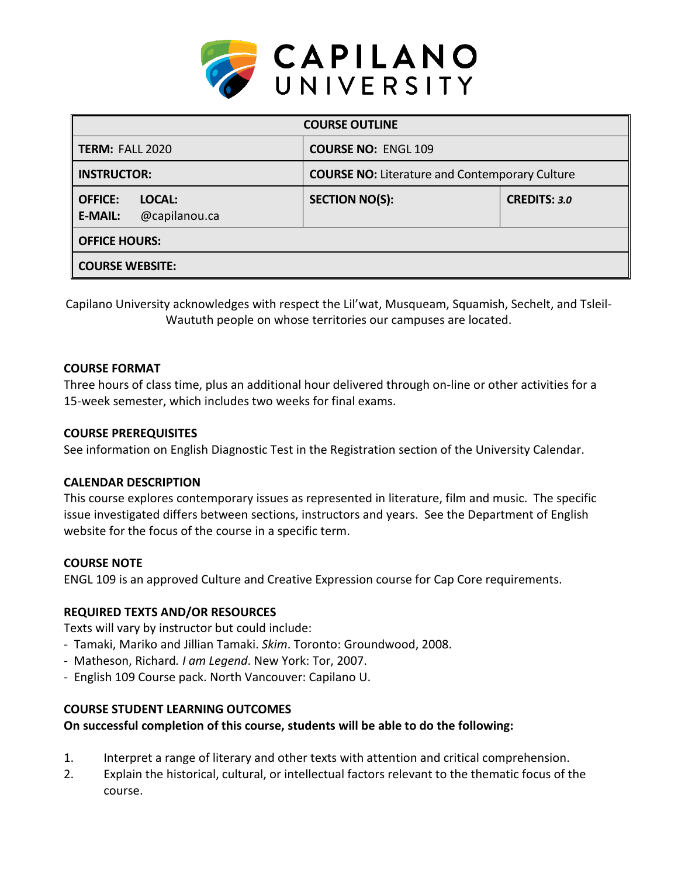# CAPILANO UNIVERSITY

| COURSE OUTLINE | | |
|---|---|---|
| **TERM:** FALL 2020 | **COURSE NO:** ENGL 109 | |
| **INSTRUCTOR:** | **COURSE NO:** Literature and Contemporary Culture | |
| **OFFICE:** **LOCAL:** **E-MAIL:** @capilanou.ca | **SECTION NO(S):** | **CREDITS:** *3.0* |
| **OFFICE HOURS:** | | |
| **COURSE WEBSITE:** | | |

Capilano University acknowledges with respect the Lil'wat, Musqueam, Squamish, Sechelt, and Tsleil-Waututh people on whose territories our campuses are located.

### COURSE FORMAT

Three hours of class time, plus an additional hour delivered through on-line or other activities for a 15-week semester, which includes two weeks for final exams.

### COURSE PREREQUISITES

See information on English Diagnostic Test in the Registration section of the University Calendar.

### CALENDAR DESCRIPTION

This course explores contemporary issues as represented in literature, film and music. The specific issue investigated differs between sections, instructors and years. See the Department of English website for the focus of the course in a specific term.

### COURSE NOTE

ENGL 109 is an approved Culture and Creative Expression course for Cap Core requirements.

### REQUIRED TEXTS AND/OR RESOURCES

Texts will vary by instructor but could include:

- Tamaki, Mariko and Jillian Tamaki. *Skim*. Toronto: Groundwood, 2008.
- Matheson, Richard*. I am Legend*. New York: Tor, 2007.
- English 109 Course pack. North Vancouver: Capilano U.

### COURSE STUDENT LEARNING OUTCOMES

**On successful completion of this course, students will be able to do the following:**

1. Interpret a range of literary and other texts with attention and critical comprehension.
2. Explain the historical, cultural, or intellectual factors relevant to the thematic focus of the course.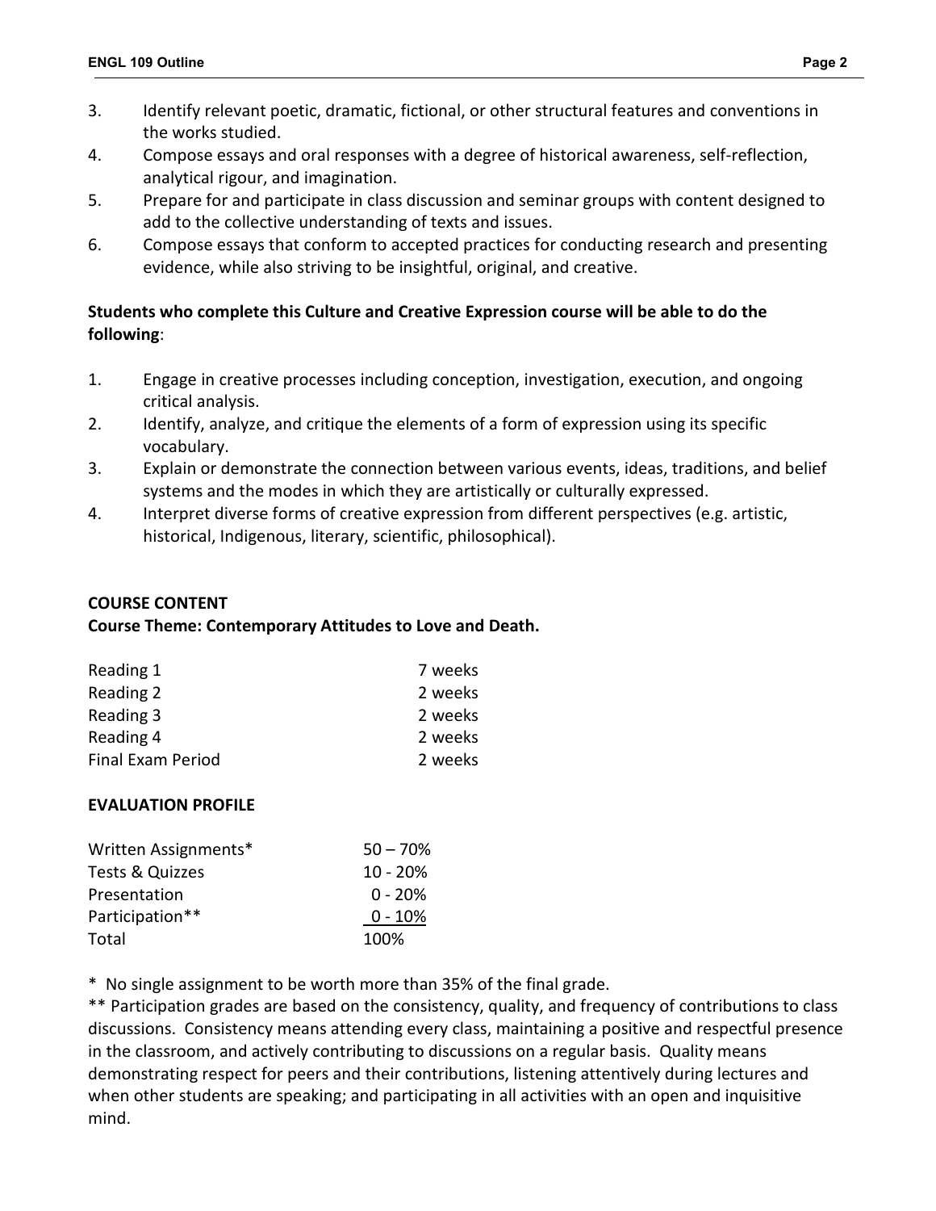3. Identify relevant poetic, dramatic, fictional, or other structural features and conventions in the works studied.
4. Compose essays and oral responses with a degree of historical awareness, self-reflection, analytical rigour, and imagination.
5. Prepare for and participate in class discussion and seminar groups with content designed to add to the collective understanding of texts and issues.
6. Compose essays that conform to accepted practices for conducting research and presenting evidence, while also striving to be insightful, original, and creative.

**Students who complete this Culture and Creative Expression course will be able to do the following**:

1. Engage in creative processes including conception, investigation, execution, and ongoing critical analysis.
2. Identify, analyze, and critique the elements of a form of expression using its specific vocabulary.
3. Explain or demonstrate the connection between various events, ideas, traditions, and belief systems and the modes in which they are artistically or culturally expressed.
4. Interpret diverse forms of creative expression from different perspectives (e.g. artistic, historical, Indigenous, literary, scientific, philosophical).

**COURSE CONTENT**

**Course Theme: Contemporary Attitudes to Love and Death.**

| | |
|---|---|
| Reading 1 | 7 weeks |
| Reading 2 | 2 weeks |
| Reading 3 | 2 weeks |
| Reading 4 | 2 weeks |
| Final Exam Period | 2 weeks |

**EVALUATION PROFILE**

| | |
|---|---|
| Written Assignments* | 50 – 70% |
| Tests & Quizzes | 10 - 20% |
| Presentation | 0 - 20% |
| Participation** | 0 - 10% |
| Total | 100% |

\* No single assignment to be worth more than 35% of the final grade.

** Participation grades are based on the consistency, quality, and frequency of contributions to class discussions. Consistency means attending every class, maintaining a positive and respectful presence in the classroom, and actively contributing to discussions on a regular basis. Quality means demonstrating respect for peers and their contributions, listening attentively during lectures and when other students are speaking; and participating in all activities with an open and inquisitive mind.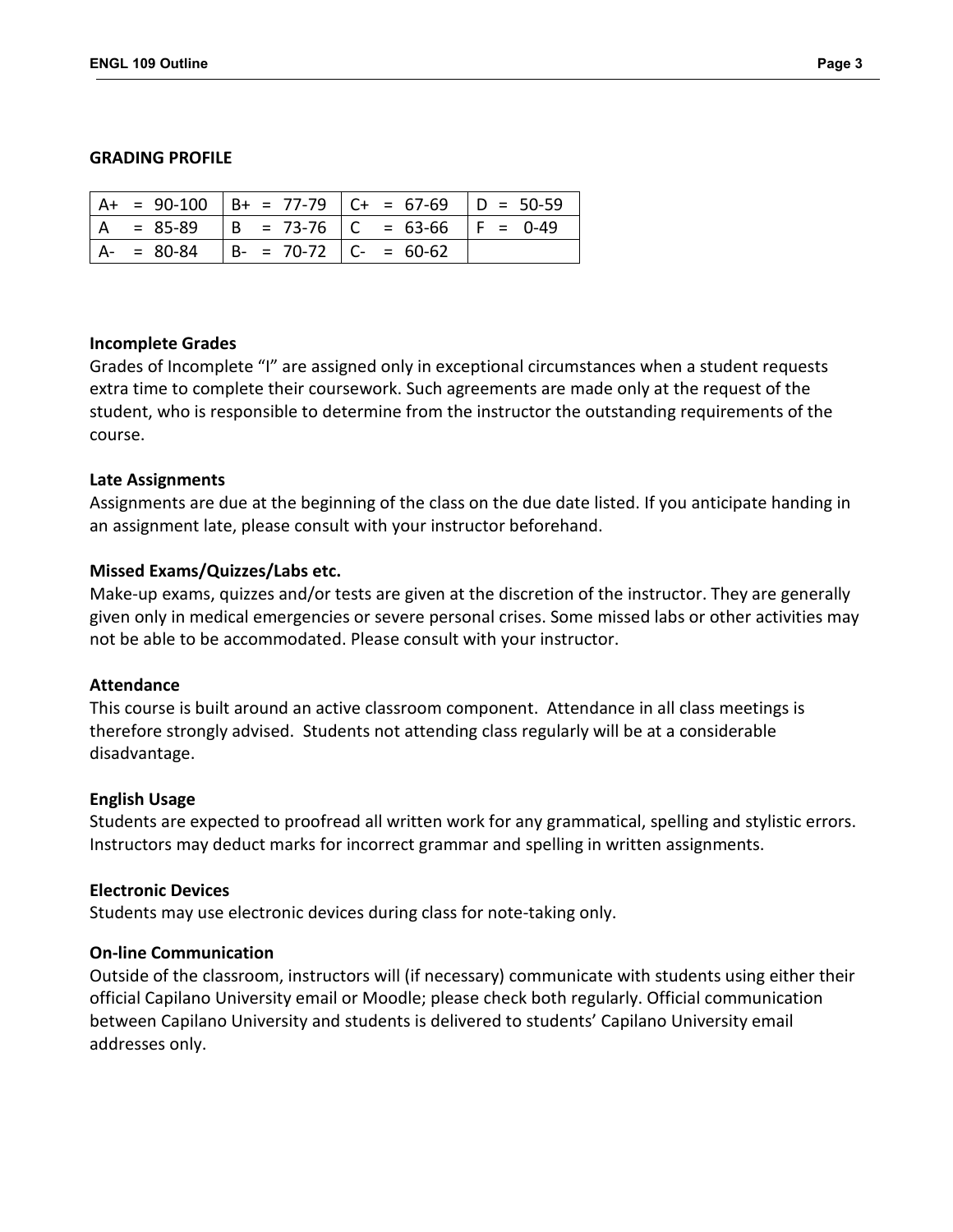## GRADING PROFILE

| | | | |
|---|---|---|---|
| A+ = 90-100 | B+ = 77-79 | C+ = 67-69 | D = 50-59 |
| A = 85-89 | B = 73-76 | C = 63-66 | F = 0-49 |
| A- = 80-84 | B- = 70-72 | C- = 60-62 | |

### Incomplete Grades

Grades of Incomplete "I" are assigned only in exceptional circumstances when a student requests extra time to complete their coursework. Such agreements are made only at the request of the student, who is responsible to determine from the instructor the outstanding requirements of the course.

### Late Assignments

Assignments are due at the beginning of the class on the due date listed. If you anticipate handing in an assignment late, please consult with your instructor beforehand.

### Missed Exams/Quizzes/Labs etc.

Make-up exams, quizzes and/or tests are given at the discretion of the instructor. They are generally given only in medical emergencies or severe personal crises. Some missed labs or other activities may not be able to be accommodated. Please consult with your instructor.

### Attendance

This course is built around an active classroom component. Attendance in all class meetings is therefore strongly advised. Students not attending class regularly will be at a considerable disadvantage.

### English Usage

Students are expected to proofread all written work for any grammatical, spelling and stylistic errors. Instructors may deduct marks for incorrect grammar and spelling in written assignments.

### Electronic Devices

Students may use electronic devices during class for note-taking only.

### On-line Communication

Outside of the classroom, instructors will (if necessary) communicate with students using either their official Capilano University email or Moodle; please check both regularly. Official communication between Capilano University and students is delivered to students' Capilano University email addresses only.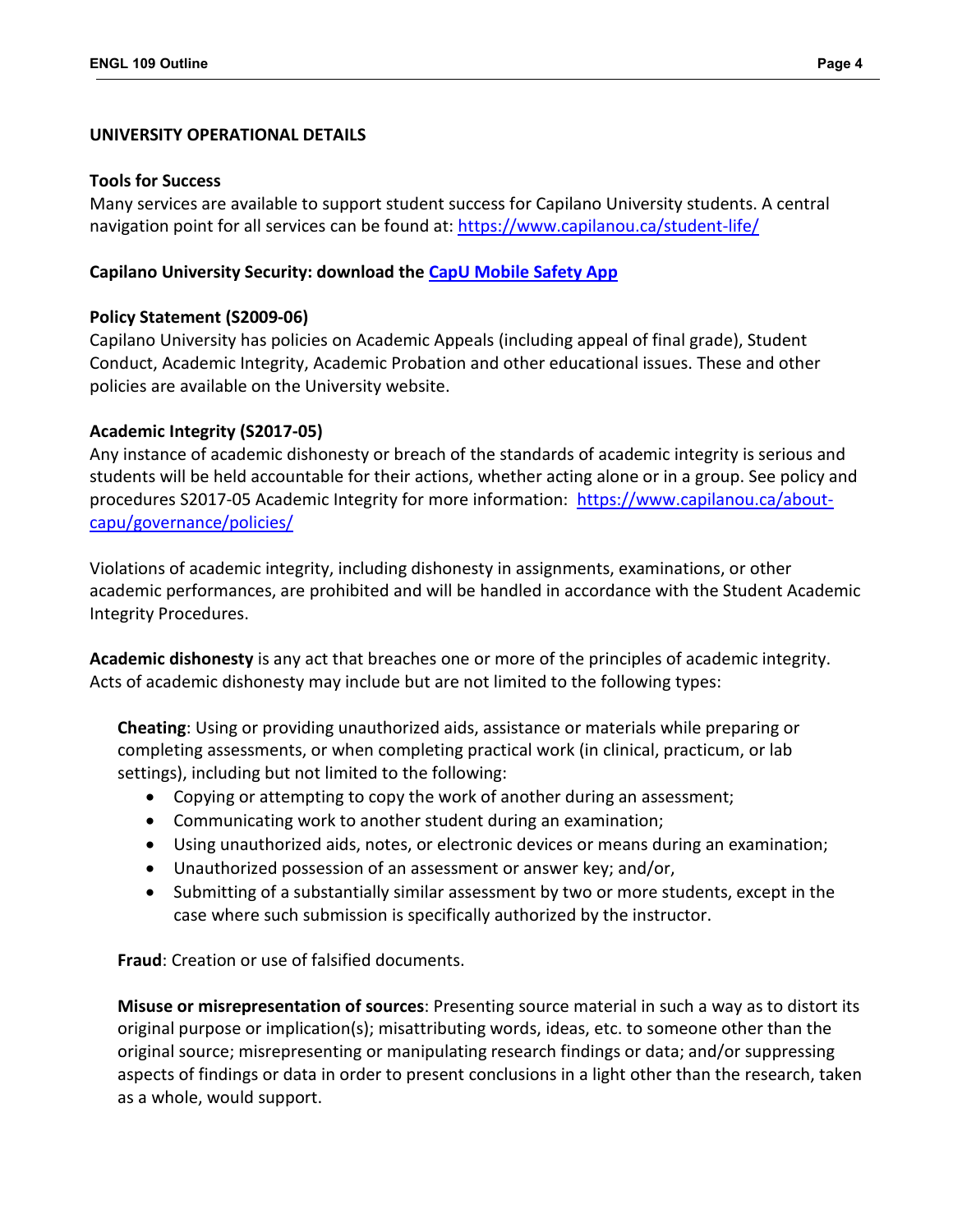## UNIVERSITY OPERATIONAL DETAILS

### Tools for Success

Many services are available to support student success for Capilano University students. A central navigation point for all services can be found at: [https://www.capilanou.ca/student-life/](https://www.capilanou.ca/student-life/)

### Capilano University Security: download the [CapU Mobile Safety App]()

### Policy Statement (S2009-06)

Capilano University has policies on Academic Appeals (including appeal of final grade), Student Conduct, Academic Integrity, Academic Probation and other educational issues. These and other policies are available on the University website.

### Academic Integrity (S2017-05)

Any instance of academic dishonesty or breach of the standards of academic integrity is serious and students will be held accountable for their actions, whether acting alone or in a group. See policy and procedures S2017-05 Academic Integrity for more information: [https://www.capilanou.ca/about-capu/governance/policies/](https://www.capilanou.ca/about-capu/governance/policies/)

Violations of academic integrity, including dishonesty in assignments, examinations, or other academic performances, are prohibited and will be handled in accordance with the Student Academic Integrity Procedures.

**Academic dishonesty** is any act that breaches one or more of the principles of academic integrity. Acts of academic dishonesty may include but are not limited to the following types:

**Cheating**: Using or providing unauthorized aids, assistance or materials while preparing or completing assessments, or when completing practical work (in clinical, practicum, or lab settings), including but not limited to the following:

- Copying or attempting to copy the work of another during an assessment;
- Communicating work to another student during an examination;
- Using unauthorized aids, notes, or electronic devices or means during an examination;
- Unauthorized possession of an assessment or answer key; and/or,
- Submitting of a substantially similar assessment by two or more students, except in the case where such submission is specifically authorized by the instructor.

**Fraud**: Creation or use of falsified documents.

**Misuse or misrepresentation of sources**: Presenting source material in such a way as to distort its original purpose or implication(s); misattributing words, ideas, etc. to someone other than the original source; misrepresenting or manipulating research findings or data; and/or suppressing aspects of findings or data in order to present conclusions in a light other than the research, taken as a whole, would support.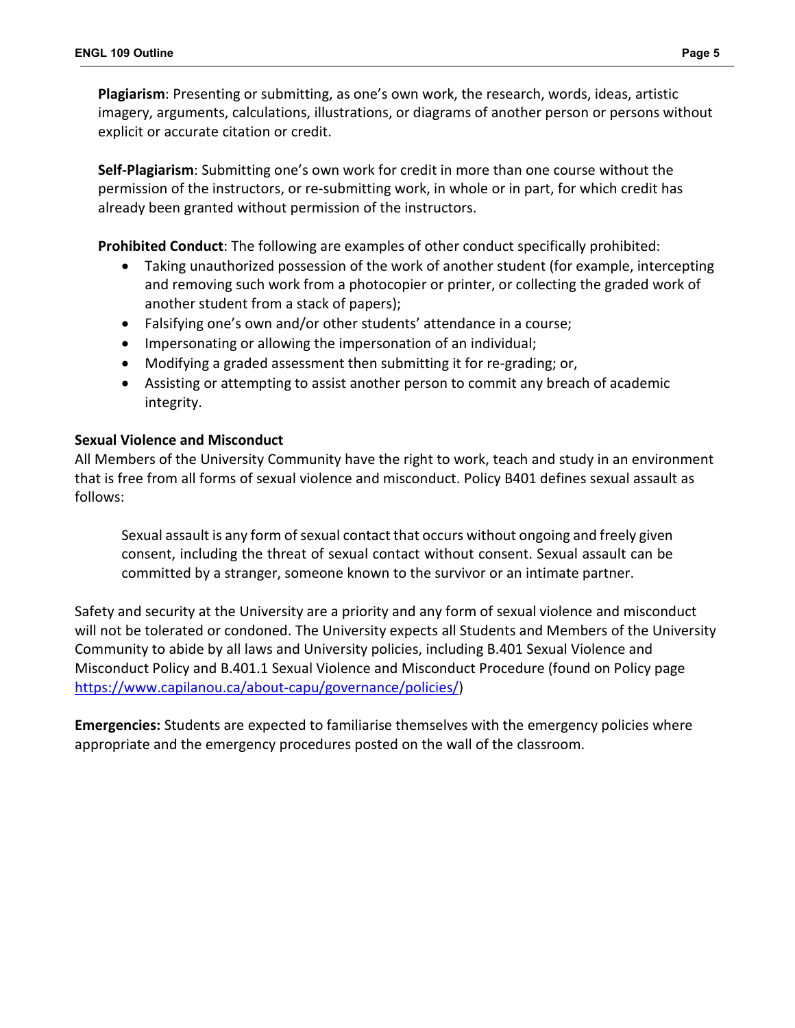**Plagiarism**: Presenting or submitting, as one's own work, the research, words, ideas, artistic imagery, arguments, calculations, illustrations, or diagrams of another person or persons without explicit or accurate citation or credit.

**Self-Plagiarism**: Submitting one's own work for credit in more than one course without the permission of the instructors, or re-submitting work, in whole or in part, for which credit has already been granted without permission of the instructors.

**Prohibited Conduct**: The following are examples of other conduct specifically prohibited:

- Taking unauthorized possession of the work of another student (for example, intercepting and removing such work from a photocopier or printer, or collecting the graded work of another student from a stack of papers);
- Falsifying one's own and/or other students' attendance in a course;
- Impersonating or allowing the impersonation of an individual;
- Modifying a graded assessment then submitting it for re-grading; or,
- Assisting or attempting to assist another person to commit any breach of academic integrity.

**Sexual Violence and Misconduct**

All Members of the University Community have the right to work, teach and study in an environment that is free from all forms of sexual violence and misconduct. Policy B401 defines sexual assault as follows:

> Sexual assault is any form of sexual contact that occurs without ongoing and freely given consent, including the threat of sexual contact without consent. Sexual assault can be committed by a stranger, someone known to the survivor or an intimate partner.

Safety and security at the University are a priority and any form of sexual violence and misconduct will not be tolerated or condoned. The University expects all Students and Members of the University Community to abide by all laws and University policies, including B.401 Sexual Violence and Misconduct Policy and B.401.1 Sexual Violence and Misconduct Procedure (found on Policy page https://www.capilanou.ca/about-capu/governance/policies/)

**Emergencies:** Students are expected to familiarise themselves with the emergency policies where appropriate and the emergency procedures posted on the wall of the classroom.